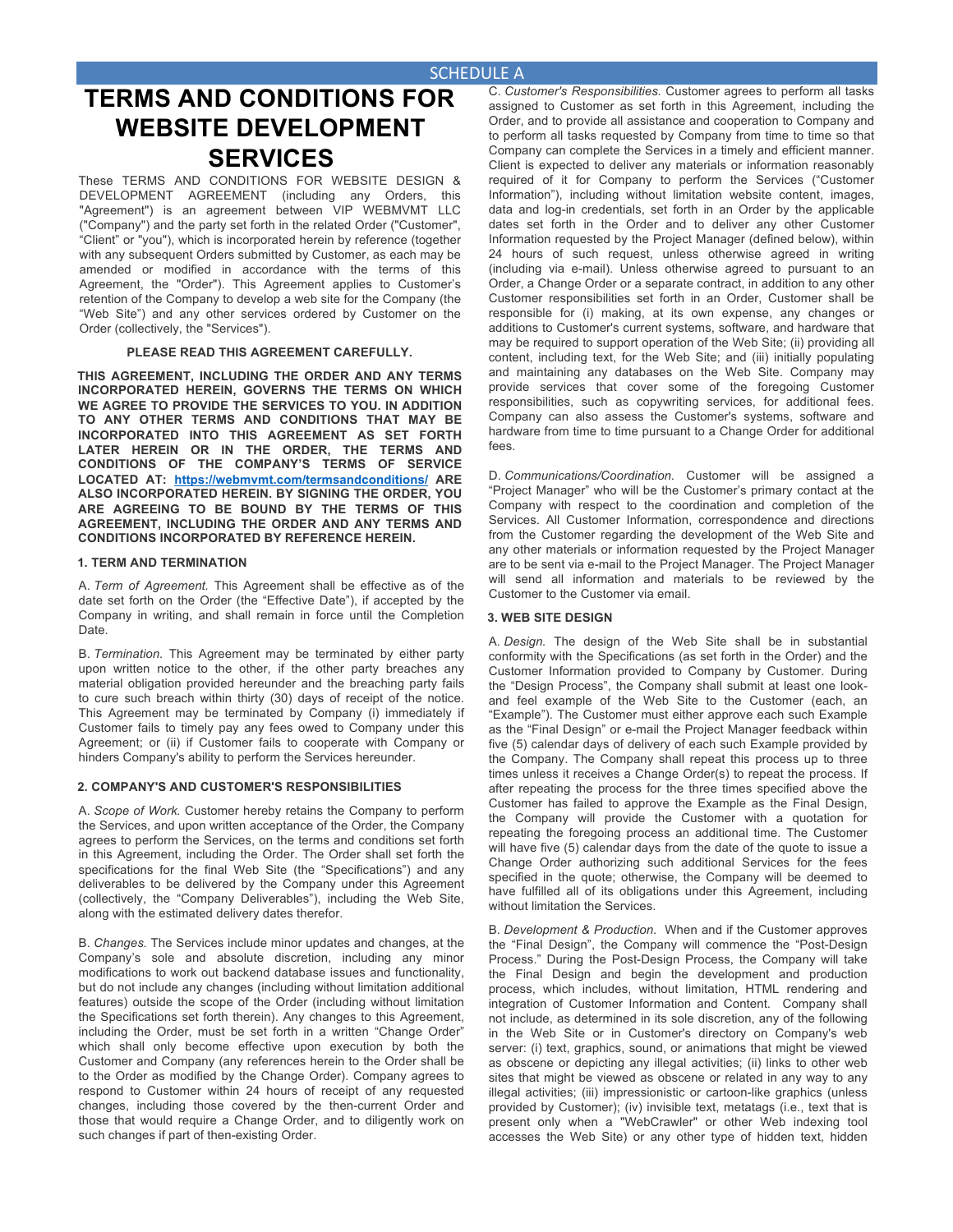SCHEDULE A

# TERMS AND CONDITIONS FOR WEBSITE DEVELOPMENT SERVICES

These TERMS AND CONDITIONS FOR WEBSITE DESIGN & DEVELOPMENT AGREEMENT (including any Orders, this "Agreement") is an agreement between VIP WEBMVMT LLC ("Company") and the party set forth in the related Order ("Customer", "Client" or "you"), which is incorporated herein by reference (together with any subsequent Orders submitted by Customer, as each may be amended or modified in accordance with the terms of this Agreement, the "Order"). This Agreement applies to Customer's retention of the Company to develop a web site for the Company (the "Web Site") and any other services ordered by Customer on the Order (collectively, the "Services").

**PLEASE READ THIS AGREEMENT CAREFULLY.**

**THIS AGREEMENT, INCLUDING THE ORDER AND ANY TERMS INCORPORATED HEREIN, GOVERNS THE TERMS ON WHICH WE AGREE TO PROVIDE THE SERVICES TO YOU. IN ADDITION TO ANY OTHER TERMS AND CONDITIONS THAT MAY BE INCORPORATED INTO THIS AGREEMENT AS SET FORTH LATER HEREIN OR IN THE ORDER, THE TERMS AND CONDITIONS OF THE COMPANY'S TERMS OF SERVICE LOCATED AT: [https://webmvmt.com/termsandconditions/](https://webmvmt.com/termsandconditions/) ARE ALSO INCORPORATED HEREIN. BY SIGNING THE ORDER, YOU ARE AGREEING TO BE BOUND BY THE TERMS OF THIS AGREEMENT, INCLUDING THE ORDER AND ANY TERMS AND CONDITIONS INCORPORATED BY REFERENCE HEREIN.**

## 1. TERM AND TERMINATION

A. *Term of Agreement.* This Agreement shall be effective as of the date set forth on the Order (the "Effective Date"), if accepted by the Company in writing, and shall remain in force until the Completion Date.

B. *Termination.* This Agreement may be terminated by either party upon written notice to the other, if the other party breaches any material obligation provided hereunder and the breaching party fails to cure such breach within thirty (30) days of receipt of the notice. This Agreement may be terminated by Company (i) immediately if Customer fails to timely pay any fees owed to Company under this Agreement; or (ii) if Customer fails to cooperate with Company or hinders Company's ability to perform the Services hereunder.

## 2. COMPANY'S AND CUSTOMER'S RESPONSIBILITIES

A. *Scope of Work.* Customer hereby retains the Company to perform the Services, and upon written acceptance of the Order, the Company agrees to perform the Services, on the terms and conditions set forth in this Agreement, including the Order. The Order shall set forth the specifications for the final Web Site (the "Specifications") and any deliverables to be delivered by the Company under this Agreement (collectively, the "Company Deliverables"), including the Web Site, along with the estimated delivery dates therefor.

B. *Changes.* The Services include minor updates and changes, at the Company's sole and absolute discretion, including any minor modifications to work out backend database issues and functionality, but do not include any changes (including without limitation additional features) outside the scope of the Order (including without limitation the Specifications set forth therein). Any changes to this Agreement, including the Order, must be set forth in a written "Change Order" which shall only become effective upon execution by both the Customer and Company (any references herein to the Order shall be to the Order as modified by the Change Order). Company agrees to respond to Customer within 24 hours of receipt of any requested changes, including those covered by the then-current Order and those that would require a Change Order, and to diligently work on such changes if part of then-existing Order.

C. *Customer's Responsibilities.* Customer agrees to perform all tasks assigned to Customer as set forth in this Agreement, including the Order, and to provide all assistance and cooperation to Company and to perform all tasks requested by Company from time to time so that Company can complete the Services in a timely and efficient manner. Client is expected to deliver any materials or information reasonably required of it for Company to perform the Services ("Customer Information"), including without limitation website content, images, data and log-in credentials, set forth in an Order by the applicable dates set forth in the Order and to deliver any other Customer Information requested by the Project Manager (defined below), within 24 hours of such request, unless otherwise agreed in writing (including via e-mail). Unless otherwise agreed to pursuant to an Order, a Change Order or a separate contract, in addition to any other Customer responsibilities set forth in an Order, Customer shall be responsible for (i) making, at its own expense, any changes or additions to Customer's current systems, software, and hardware that may be required to support operation of the Web Site; (ii) providing all content, including text, for the Web Site; and (iii) initially populating and maintaining any databases on the Web Site. Company may provide services that cover some of the foregoing Customer responsibilities, such as copywriting services, for additional fees. Company can also assess the Customer's systems, software and hardware from time to time pursuant to a Change Order for additional fees.

D. *Communications/Coordination.* Customer will be assigned a "Project Manager" who will be the Customer's primary contact at the Company with respect to the coordination and completion of the Services. All Customer Information, correspondence and directions from the Customer regarding the development of the Web Site and any other materials or information requested by the Project Manager are to be sent via e-mail to the Project Manager. The Project Manager will send all information and materials to be reviewed by the Customer to the Customer via email.

## 3. WEB SITE DESIGN

A. *Design.* The design of the Web Site shall be in substantial conformity with the Specifications (as set forth in the Order) and the Customer Information provided to Company by Customer. During the "Design Process", the Company shall submit at least one look-and feel example of the Web Site to the Customer (each, an "Example"). The Customer must either approve each such Example as the "Final Design" or e-mail the Project Manager feedback within five (5) calendar days of delivery of each such Example provided by the Company. The Company shall repeat this process up to three times unless it receives a Change Order(s) to repeat the process. If after repeating the process for the three times specified above the Customer has failed to approve the Example as the Final Design, the Company will provide the Customer with a quotation for repeating the foregoing process an additional time. The Customer will have five (5) calendar days from the date of the quote to issue a Change Order authorizing such additional Services for the fees specified in the quote; otherwise, the Company will be deemed to have fulfilled all of its obligations under this Agreement, including without limitation the Services.

B. *Development & Production.* When and if the Customer approves the "Final Design", the Company will commence the "Post-Design Process." During the Post-Design Process, the Company will take the Final Design and begin the development and production process, which includes, without limitation, HTML rendering and integration of Customer Information and Content. Company shall not include, as determined in its sole discretion, any of the following in the Web Site or in Customer's directory on Company's web server: (i) text, graphics, sound, or animations that might be viewed as obscene or depicting any illegal activities; (ii) links to other web sites that might be viewed as obscene or related in any way to any illegal activities; (iii) impressionistic or cartoon-like graphics (unless provided by Customer); (iv) invisible text, metatags (i.e., text that is present only when a "WebCrawler" or other Web indexing tool accesses the Web Site) or any other type of hidden text, hidden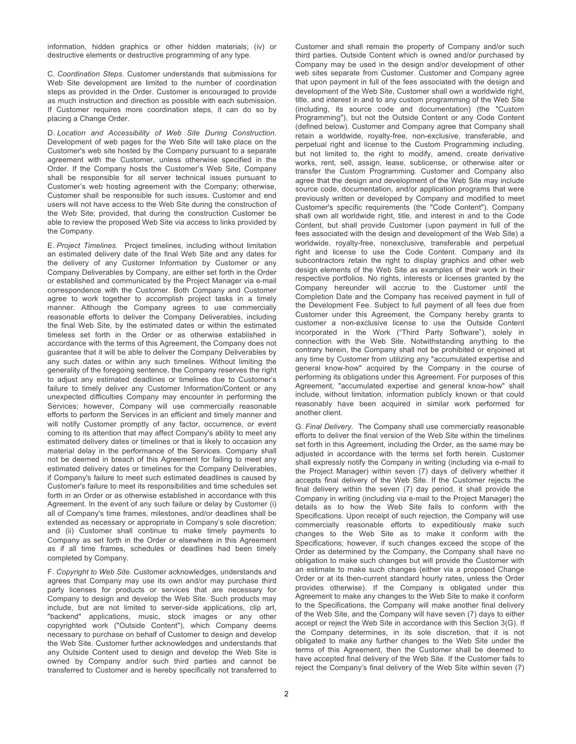information, hidden graphics or other hidden materials; (iv) or destructive elements or destructive programming of any type.

C. *Coordination Steps*. Customer understands that submissions for Web Site development are limited to the number of coordination steps as provided in the Order. Customer is encouraged to provide as much instruction and direction as possible with each submission. If Customer requires more coordination steps, it can do so by placing a Change Order.

D. *Location and Accessibility of Web Site During Construction.* Development of web pages for the Web Site will take place on the Customer's web site hosted by the Company pursuant to a separate agreement with the Customer, unless otherwise specified in the Order. If the Company hosts the Customer's Web Site, Company shall be responsible for all server technical issues pursuant to Customer's web hosting agreement with the Company; otherwise, Customer shall be responsible for such issues. Customer and end users will not have access to the Web Site during the construction of the Web Site; provided, that during the construction Customer be able to review the proposed Web Site via access to links provided by the Company.

E. *Project Timelines*. Project timelines, including without limitation an estimated delivery date of the final Web Site and any dates for the delivery of any Customer Information by Customer or any Company Deliverables by Company, are either set forth in the Order or established and communicated by the Project Manager via e-mail correspondence with the Customer. Both Company and Customer agree to work together to accomplish project tasks in a timely manner. Although the Company agrees to use commercially reasonable efforts to deliver the Company Deliverables, including the final Web Site, by the estimated dates or within the estimated timeless set forth in the Order or as otherwise established in accordance with the terms of this Agreement, the Company does not guarantee that it will be able to deliver the Company Deliverables by any such dates or within any such timelines. Without limiting the generality of the foregoing sentence, the Company reserves the right to adjust any estimated deadlines or timelines due to Customer's failure to timely deliver any Customer Information/Content or any unexpected difficulties Company may encounter in performing the Services; however, Company will use commercially reasonable efforts to perform the Services in an efficient and timely manner and will notify Customer promptly of any factor, occurrence, or event coming to its attention that may affect Company's ability to meet any estimated delivery dates or timelines or that is likely to occasion any material delay in the performance of the Services. Company shall not be deemed in breach of this Agreement for failing to meet any estimated delivery dates or timelines for the Company Deliverables, if Company's failure to meet such estimated deadlines is caused by Customer's failure to meet its responsibilities and time schedules set forth in an Order or as otherwise established in accordance with this Agreement. In the event of any such failure or delay by Customer (i) all of Company's time frames, milestones, and/or deadlines shall be extended as necessary or appropriate in Company's sole discretion; and (ii) Customer shall continue to make timely payments to Company as set forth in the Order or elsewhere in this Agreement as if all time frames, schedules or deadlines had been timely completed by Company.

F. *Copyright to Web Site.* Customer acknowledges, understands and agrees that Company may use its own and/or may purchase third party licenses for products or services that are necessary for Company to design and develop the Web Site. Such products may include, but are not limited to, server-side applications, clip art, "backend" applications, music, stock images or any other copyrighted work ("Outside Content"), which Company deems necessary to purchase on behalf of Customer to design and develop the Web Site. Customer further acknowledges and understands that any Outside Content used to design and develop the Web Site is owned by Company and/or such third parties and cannot be transferred to Customer and is hereby specifically not transferred to Customer and shall remain the property of Company and/or such third parties. Outside Content which is owned and/or purchased by Company may be used in the design and/or development of other web sites separate from Customer. Customer and Company agree that upon payment in full of the fees associated with the design and development of the Web Site, Customer shall own a worldwide right, title, and interest in and to any custom programming of the Web Site (including, its source code and documentation) (the "Custom Programming"), but not the Outside Content or any Code Content (defined below). Customer and Company agree that Company shall retain a worldwide, royalty-free, non-exclusive, transferable, and perpetual right and license to the Custom Programming including, but not limited to, the right to modify, amend, create derivative works, rent, sell, assign, lease, sublicense, or otherwise alter or transfer the Custom Programming. Customer and Company also agree that the design and development of the Web Site may include source code, documentation, and/or application programs that were previously written or developed by Company and modified to meet Customer's specific requirements (the "Code Content"). Company shall own all worldwide right, title, and interest in and to the Code Content, but shall provide Customer (upon payment in full of the fees associated with the design and development of the Web Site) a worldwide, royalty-free, nonexclusive, transferable and perpetual right and license to use the Code Content. Company and its subcontractors retain the right to display graphics and other web design elements of the Web Site as examples of their work in their respective portfolios. No rights, interests or licenses granted by the Company hereunder will accrue to the Customer until the Completion Date and the Company has received payment in full of the Development Fee. Subject to full payment of all fees due from Customer under this Agreement, the Company hereby grants to customer a non-exclusive license to use the Outside Content incorporated in the Work ("Third Party Software"), solely in connection with the Web Site. Notwithstanding anything to the contrary herein, the Company shall not be prohibited or enjoined at any time by Customer from utilizing any "accumulated expertise and general know-how" acquired by the Company in the course of performing its obligations under this Agreement. For purposes of this Agreement, "accumulated expertise and general know-how" shall include, without limitation, information publicly known or that could reasonably have been acquired in similar work performed for another client.

G. *Final Delivery*. The Company shall use commercially reasonable efforts to deliver the final version of the Web Site within the timelines set forth in this Agreement, including the Order, as the same may be adjusted in accordance with the terms set forth herein. Customer shall expressly notify the Company in writing (including via e-mail to the Project Manager) within seven (7) days of delivery whether it accepts final delivery of the Web Site. If the Customer rejects the final delivery within the seven (7) day period, it shall provide the Company in writing (including via e-mail to the Project Manager) the details as to how the Web Site fails to conform with the Specifications. Upon receipt of such rejection, the Company will use commercially reasonable efforts to expeditiously make such changes to the Web Site as to make it conform with the Specifications; however, if such changes exceed the scope of the Order as determined by the Company, the Company shall have no obligation to make such changes but will provide the Customer with an estimate to make such changes (either via a proposed Change Order or at its then-current standard hourly rates, unless the Order provides otherwise). If the Company is obligated under this Agreement to make any changes to the Web Site to make it conform to the Specifications, the Company will make another final delivery of the Web Site, and the Company will have seven (7) days to either accept or reject the Web Site in accordance with this Section 3(G). If the Company determines, in its sole discretion, that it is not obligated to make any further changes to the Web Site under the terms of this Agreement, then the Customer shall be deemed to have accepted final delivery of the Web Site. If the Customer fails to reject the Company's final delivery of the Web Site within seven (7)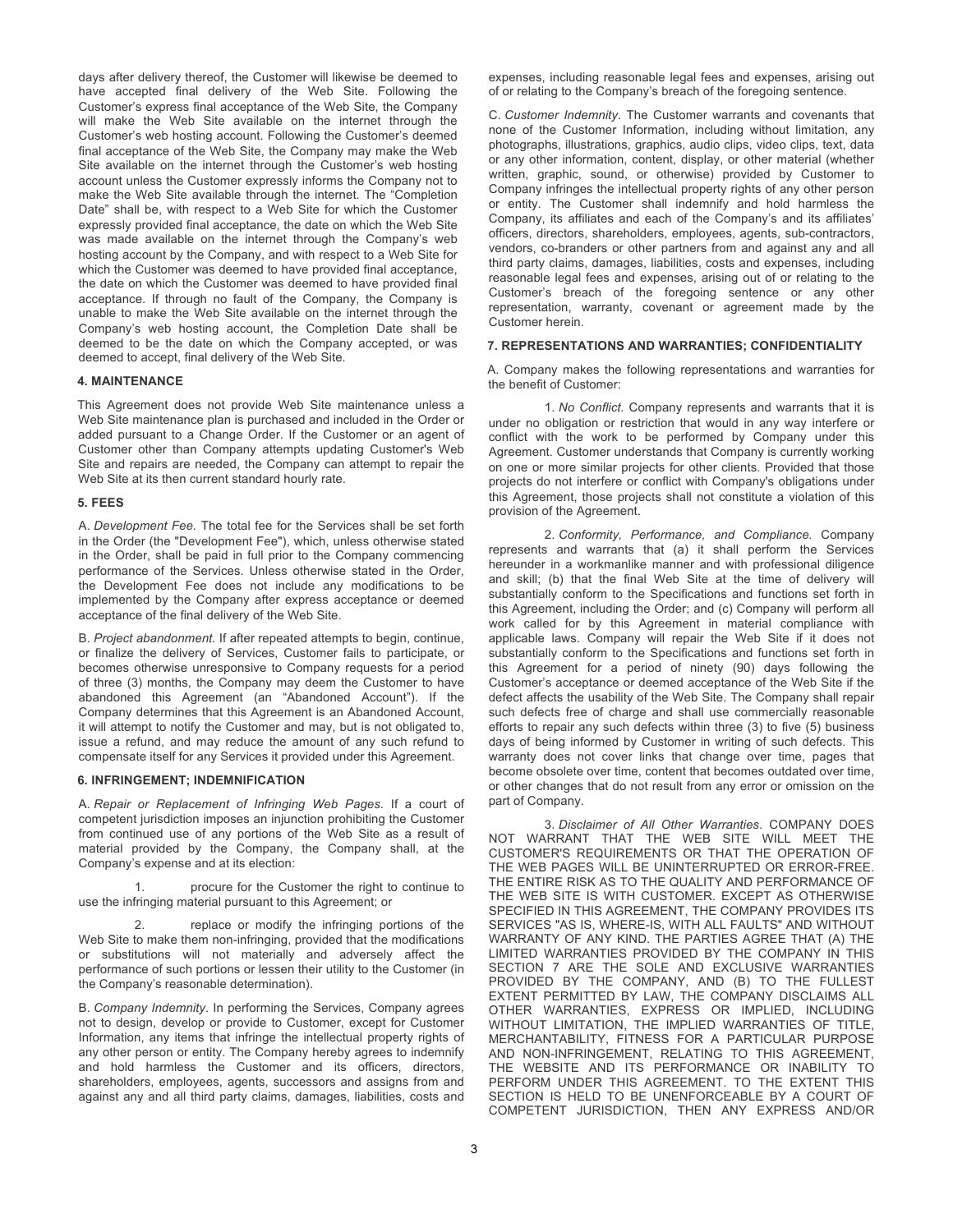days after delivery thereof, the Customer will likewise be deemed to have accepted final delivery of the Web Site. Following the Customer's express final acceptance of the Web Site, the Company will make the Web Site available on the internet through the Customer's web hosting account. Following the Customer's deemed final acceptance of the Web Site, the Company may make the Web Site available on the internet through the Customer's web hosting account unless the Customer expressly informs the Company not to make the Web Site available through the internet. The "Completion Date" shall be, with respect to a Web Site for which the Customer expressly provided final acceptance, the date on which the Web Site was made available on the internet through the Company's web hosting account by the Company, and with respect to a Web Site for which the Customer was deemed to have provided final acceptance, the date on which the Customer was deemed to have provided final acceptance. If through no fault of the Company, the Company is unable to make the Web Site available on the internet through the Company's web hosting account, the Completion Date shall be deemed to be the date on which the Company accepted, or was deemed to accept, final delivery of the Web Site.

**4. MAINTENANCE**

This Agreement does not provide Web Site maintenance unless a Web Site maintenance plan is purchased and included in the Order or added pursuant to a Change Order. If the Customer or an agent of Customer other than Company attempts updating Customer's Web Site and repairs are needed, the Company can attempt to repair the Web Site at its then current standard hourly rate.

**5. FEES**

A. *Development Fee.* The total fee for the Services shall be set forth in the Order (the "Development Fee"), which, unless otherwise stated in the Order, shall be paid in full prior to the Company commencing performance of the Services. Unless otherwise stated in the Order, the Development Fee does not include any modifications to be implemented by the Company after express acceptance or deemed acceptance of the final delivery of the Web Site.

B. *Project abandonment.* If after repeated attempts to begin, continue, or finalize the delivery of Services, Customer fails to participate, or becomes otherwise unresponsive to Company requests for a period of three (3) months, the Company may deem the Customer to have abandoned this Agreement (an "Abandoned Account"). If the Company determines that this Agreement is an Abandoned Account, it will attempt to notify the Customer and may, but is not obligated to, issue a refund, and may reduce the amount of any such refund to compensate itself for any Services it provided under this Agreement.

**6. INFRINGEMENT; INDEMNIFICATION**

A. *Repair or Replacement of Infringing Web Pages*. If a court of competent jurisdiction imposes an injunction prohibiting the Customer from continued use of any portions of the Web Site as a result of material provided by the Company, the Company shall, at the Company's expense and at its election:

1. procure for the Customer the right to continue to use the infringing material pursuant to this Agreement; or

2. replace or modify the infringing portions of the Web Site to make them non-infringing, provided that the modifications or substitutions will not materially and adversely affect the performance of such portions or lessen their utility to the Customer (in the Company's reasonable determination).

B. *Company Indemnity*. In performing the Services, Company agrees not to design, develop or provide to Customer, except for Customer Information, any items that infringe the intellectual property rights of any other person or entity. The Company hereby agrees to indemnify and hold harmless the Customer and its officers, directors, shareholders, employees, agents, successors and assigns from and against any and all third party claims, damages, liabilities, costs and expenses, including reasonable legal fees and expenses, arising out of or relating to the Company's breach of the foregoing sentence.

C. *Customer Indemnity.* The Customer warrants and covenants that none of the Customer Information, including without limitation, any photographs, illustrations, graphics, audio clips, video clips, text, data or any other information, content, display, or other material (whether written, graphic, sound, or otherwise) provided by Customer to Company infringes the intellectual property rights of any other person or entity. The Customer shall indemnify and hold harmless the Company, its affiliates and each of the Company's and its affiliates' officers, directors, shareholders, employees, agents, sub-contractors, vendors, co-branders or other partners from and against any and all third party claims, damages, liabilities, costs and expenses, including reasonable legal fees and expenses, arising out of or relating to the Customer's breach of the foregoing sentence or any other representation, warranty, covenant or agreement made by the Customer herein.

**7. REPRESENTATIONS AND WARRANTIES; CONFIDENTIALITY**

A. Company makes the following representations and warranties for the benefit of Customer:

1. *No Conflict.* Company represents and warrants that it is under no obligation or restriction that would in any way interfere or conflict with the work to be performed by Company under this Agreement. Customer understands that Company is currently working on one or more similar projects for other clients. Provided that those projects do not interfere or conflict with Company's obligations under this Agreement, those projects shall not constitute a violation of this provision of the Agreement.

2. *Conformity, Performance, and Compliance.* Company represents and warrants that (a) it shall perform the Services hereunder in a workmanlike manner and with professional diligence and skill; (b) that the final Web Site at the time of delivery will substantially conform to the Specifications and functions set forth in this Agreement, including the Order; and (c) Company will perform all work called for by this Agreement in material compliance with applicable laws. Company will repair the Web Site if it does not substantially conform to the Specifications and functions set forth in this Agreement for a period of ninety (90) days following the Customer's acceptance or deemed acceptance of the Web Site if the defect affects the usability of the Web Site. The Company shall repair such defects free of charge and shall use commercially reasonable efforts to repair any such defects within three (3) to five (5) business days of being informed by Customer in writing of such defects. This warranty does not cover links that change over time, pages that become obsolete over time, content that becomes outdated over time, or other changes that do not result from any error or omission on the part of Company.

3. *Disclaimer of All Other Warranties*. COMPANY DOES NOT WARRANT THAT THE WEB SITE WILL MEET THE CUSTOMER'S REQUIREMENTS OR THAT THE OPERATION OF THE WEB PAGES WILL BE UNINTERRUPTED OR ERROR-FREE. THE ENTIRE RISK AS TO THE QUALITY AND PERFORMANCE OF THE WEB SITE IS WITH CUSTOMER. EXCEPT AS OTHERWISE SPECIFIED IN THIS AGREEMENT, THE COMPANY PROVIDES ITS SERVICES "AS IS, WHERE-IS, WITH ALL FAULTS" AND WITHOUT WARRANTY OF ANY KIND. THE PARTIES AGREE THAT (A) THE LIMITED WARRANTIES PROVIDED BY THE COMPANY IN THIS SECTION 7 ARE THE SOLE AND EXCLUSIVE WARRANTIES PROVIDED BY THE COMPANY, AND (B) TO THE FULLEST EXTENT PERMITTED BY LAW, THE COMPANY DISCLAIMS ALL OTHER WARRANTIES, EXPRESS OR IMPLIED, INCLUDING WITHOUT LIMITATION, THE IMPLIED WARRANTIES OF TITLE, MERCHANTABILITY, FITNESS FOR A PARTICULAR PURPOSE AND NON-INFRINGEMENT, RELATING TO THIS AGREEMENT, THE WEBSITE AND ITS PERFORMANCE OR INABILITY TO PERFORM UNDER THIS AGREEMENT. TO THE EXTENT THIS SECTION IS HELD TO BE UNENFORCEABLE BY A COURT OF COMPETENT JURISDICTION, THEN ANY EXPRESS AND/OR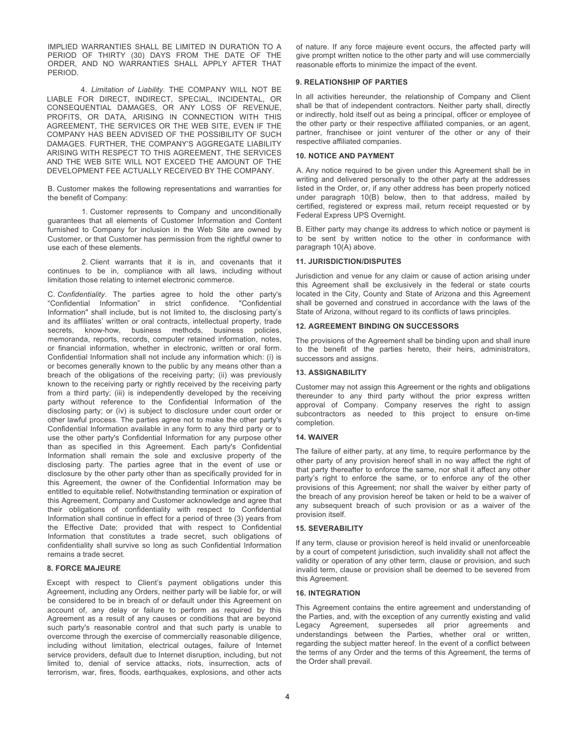IMPLIED WARRANTIES SHALL BE LIMITED IN DURATION TO A PERIOD OF THIRTY (30) DAYS FROM THE DATE OF THE ORDER, AND NO WARRANTIES SHALL APPLY AFTER THAT PERIOD.

4. *Limitation of Liability*. THE COMPANY WILL NOT BE LIABLE FOR DIRECT, INDIRECT, SPECIAL, INCIDENTAL, OR CONSEQUENTIAL DAMAGES, OR ANY LOSS OF REVENUE, PROFITS, OR DATA, ARISING IN CONNECTION WITH THIS AGREEMENT, THE SERVICES OR THE WEB SITE, EVEN IF THE COMPANY HAS BEEN ADVISED OF THE POSSIBILITY OF SUCH DAMAGES. FURTHER, THE COMPANY'S AGGREGATE LIABILITY ARISING WITH RESPECT TO THIS AGREEMENT, THE SERVICES AND THE WEB SITE WILL NOT EXCEED THE AMOUNT OF THE DEVELOPMENT FEE ACTUALLY RECEIVED BY THE COMPANY.

B. Customer makes the following representations and warranties for the benefit of Company:

1. Customer represents to Company and unconditionally guarantees that all elements of Customer Information and Content furnished to Company for inclusion in the Web Site are owned by Customer, or that Customer has permission from the rightful owner to use each of these elements.

2. Client warrants that it is in, and covenants that it continues to be in, compliance with all laws, including without limitation those relating to internet electronic commerce.

C. *Confidentiality*. The parties agree to hold the other party's "Confidential Information" in strict confidence. "Confidential Information" shall include, but is not limited to, the disclosing party's and its affiliates' written or oral contracts, intellectual property, trade secrets, know-how, business methods, business policies, memoranda, reports, records, computer retained information, notes, or financial information, whether in electronic, written or oral form. Confidential Information shall not include any information which: (i) is or becomes generally known to the public by any means other than a breach of the obligations of the receiving party; (ii) was previously known to the receiving party or rightly received by the receiving party from a third party; (iii) is independently developed by the receiving party without reference to the Confidential Information of the disclosing party; or (iv) is subject to disclosure under court order or other lawful process. The parties agree not to make the other party's Confidential Information available in any form to any third party or to use the other party's Confidential Information for any purpose other than as specified in this Agreement. Each party's Confidential Information shall remain the sole and exclusive property of the disclosing party. The parties agree that in the event of use or disclosure by the other party other than as specifically provided for in this Agreement, the owner of the Confidential Information may be entitled to equitable relief. Notwithstanding termination or expiration of this Agreement, Company and Customer acknowledge and agree that their obligations of confidentiality with respect to Confidential Information shall continue in effect for a period of three (3) years from the Effective Date; provided that with respect to Confidential Information that constitutes a trade secret, such obligations of confidentiality shall survive so long as such Confidential Information remains a trade secret.

#### 8. FORCE MAJEURE

Except with respect to Client's payment obligations under this Agreement, including any Orders, neither party will be liable for, or will be considered to be in breach of or default under this Agreement on account of, any delay or failure to perform as required by this Agreement as a result of any causes or conditions that are beyond such party's reasonable control and that such party is unable to overcome through the exercise of commercially reasonable diligence, including without limitation, electrical outages, failure of Internet service providers, default due to Internet disruption, including, but not limited to, denial of service attacks, riots, insurrection, acts of terrorism, war, fires, floods, earthquakes, explosions, and other acts of nature. If any force majeure event occurs, the affected party will give prompt written notice to the other party and will use commercially reasonable efforts to minimize the impact of the event.

#### 9. RELATIONSHIP OF PARTIES

In all activities hereunder, the relationship of Company and Client shall be that of independent contractors. Neither party shall, directly or indirectly, hold itself out as being a principal, officer or employee of the other party or their respective affiliated companies, or an agent, partner, franchisee or joint venturer of the other or any of their respective affiliated companies.

#### 10. NOTICE AND PAYMENT

A. Any notice required to be given under this Agreement shall be in writing and delivered personally to the other party at the addresses listed in the Order, or, if any other address has been properly noticed under paragraph 10(B) below, then to that address, mailed by certified, registered or express mail, return receipt requested or by Federal Express UPS Overnight.

B. Either party may change its address to which notice or payment is to be sent by written notice to the other in conformance with paragraph 10(A) above.

#### 11. JURISDICTION/DISPUTES

Jurisdiction and venue for any claim or cause of action arising under this Agreement shall be exclusively in the federal or state courts located in the City, County and State of Arizona and this Agreement shall be governed and construed in accordance with the laws of the State of Arizona, without regard to its conflicts of laws principles.

#### 12. AGREEMENT BINDING ON SUCCESSORS

The provisions of the Agreement shall be binding upon and shall inure to the benefit of the parties hereto, their heirs, administrators, successors and assigns.

#### 13. ASSIGNABILITY

Customer may not assign this Agreement or the rights and obligations thereunder to any third party without the prior express written approval of Company. Company reserves the right to assign subcontractors as needed to this project to ensure on-time completion.

#### 14. WAIVER

The failure of either party, at any time, to require performance by the other party of any provision hereof shall in no way affect the right of that party thereafter to enforce the same, nor shall it affect any other party's right to enforce the same, or to enforce any of the other provisions of this Agreement; nor shall the waiver by either party of the breach of any provision hereof be taken or held to be a waiver of any subsequent breach of such provision or as a waiver of the provision itself.

#### 15. SEVERABILITY

If any term, clause or provision hereof is held invalid or unenforceable by a court of competent jurisdiction, such invalidity shall not affect the validity or operation of any other term, clause or provision, and such invalid term, clause or provision shall be deemed to be severed from this Agreement.

#### 16. INTEGRATION

This Agreement contains the entire agreement and understanding of the Parties, and, with the exception of any currently existing and valid Legacy Agreement, supersedes all prior agreements and understandings between the Parties, whether oral or written, regarding the subject matter hereof. In the event of a conflict between the terms of any Order and the terms of this Agreement, the terms of the Order shall prevail.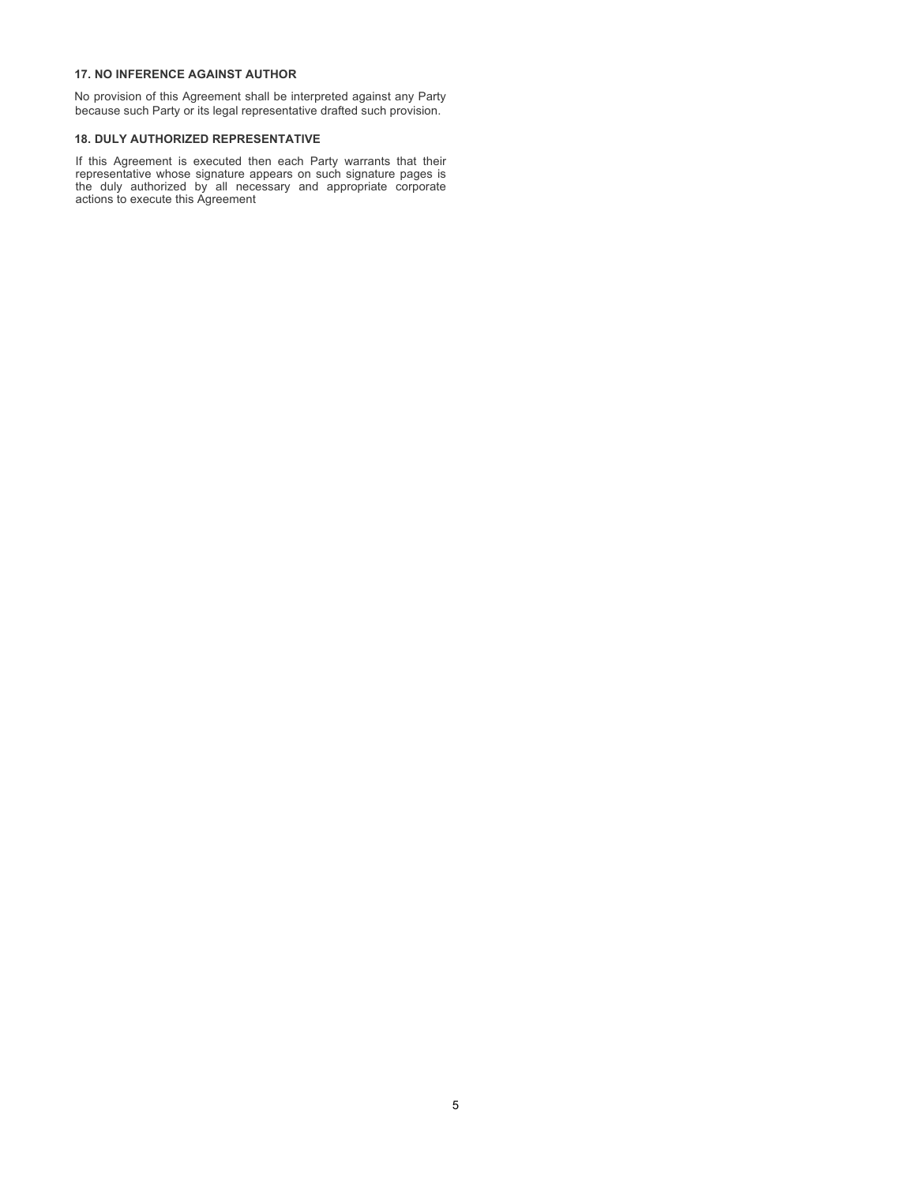### 17. NO INFERENCE AGAINST AUTHOR

No provision of this Agreement shall be interpreted against any Party because such Party or its legal representative drafted such provision.

### 18. DULY AUTHORIZED REPRESENTATIVE

If this Agreement is executed then each Party warrants that their representative whose signature appears on such signature pages is the duly authorized by all necessary and appropriate corporate actions to execute this Agreement